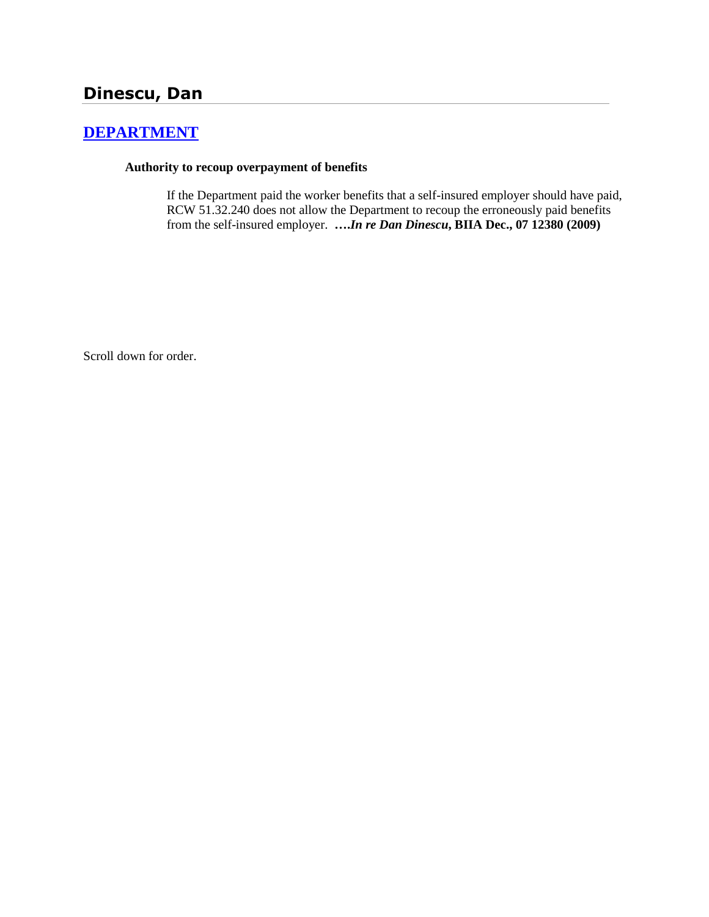## Dinescu, Dan

### [DEPARTMENT]

#### Authority to recoup overpayment of benefits

> If the Department paid the worker benefits that a self-insured employer should have paid, RCW 51.32.240 does not allow the Department to recoup the erroneously paid benefits from the self-insured employer. **….*In re Dan Dinescu*, BIIA Dec., 07 12380 (2009)**

Scroll down for order.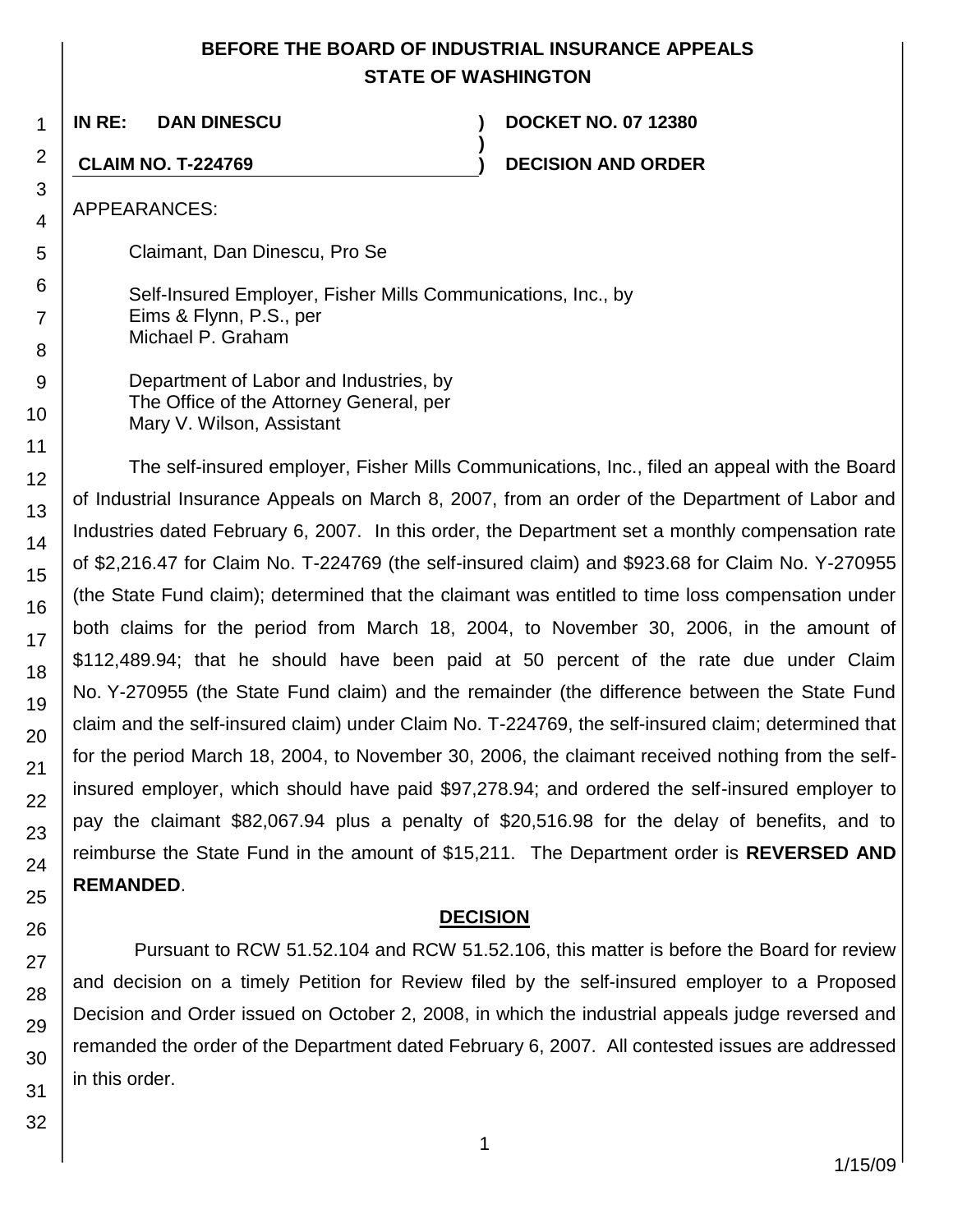# BEFORE THE BOARD OF INDUSTRIAL INSURANCE APPEALS
# STATE OF WASHINGTON

**IN RE: DAN DINESCU** ) **DOCKET NO. 07 12380**

**CLAIM NO. T-224769** ) **DECISION AND ORDER**

APPEARANCES:

Claimant, Dan Dinescu, Pro Se

Self-Insured Employer, Fisher Mills Communications, Inc., by
Eims & Flynn, P.S., per
Michael P. Graham

Department of Labor and Industries, by
The Office of the Attorney General, per
Mary V. Wilson, Assistant

The self-insured employer, Fisher Mills Communications, Inc., filed an appeal with the Board of Industrial Insurance Appeals on March 8, 2007, from an order of the Department of Labor and Industries dated February 6, 2007. In this order, the Department set a monthly compensation rate of $2,216.47 for Claim No. T-224769 (the self-insured claim) and $923.68 for Claim No. Y-270955 (the State Fund claim); determined that the claimant was entitled to time loss compensation under both claims for the period from March 18, 2004, to November 30, 2006, in the amount of $112,489.94; that he should have been paid at 50 percent of the rate due under Claim No. Y-270955 (the State Fund claim) and the remainder (the difference between the State Fund claim and the self-insured claim) under Claim No. T-224769, the self-insured claim; determined that for the period March 18, 2004, to November 30, 2006, the claimant received nothing from the self-insured employer, which should have paid $97,278.94; and ordered the self-insured employer to pay the claimant $82,067.94 plus a penalty of $20,516.98 for the delay of benefits, and to reimburse the State Fund in the amount of $15,211. The Department order is **REVERSED AND REMANDED**.

## DECISION

Pursuant to RCW 51.52.104 and RCW 51.52.106, this matter is before the Board for review and decision on a timely Petition for Review filed by the self-insured employer to a Proposed Decision and Order issued on October 2, 2008, in which the industrial appeals judge reversed and remanded the order of the Department dated February 6, 2007. All contested issues are addressed in this order.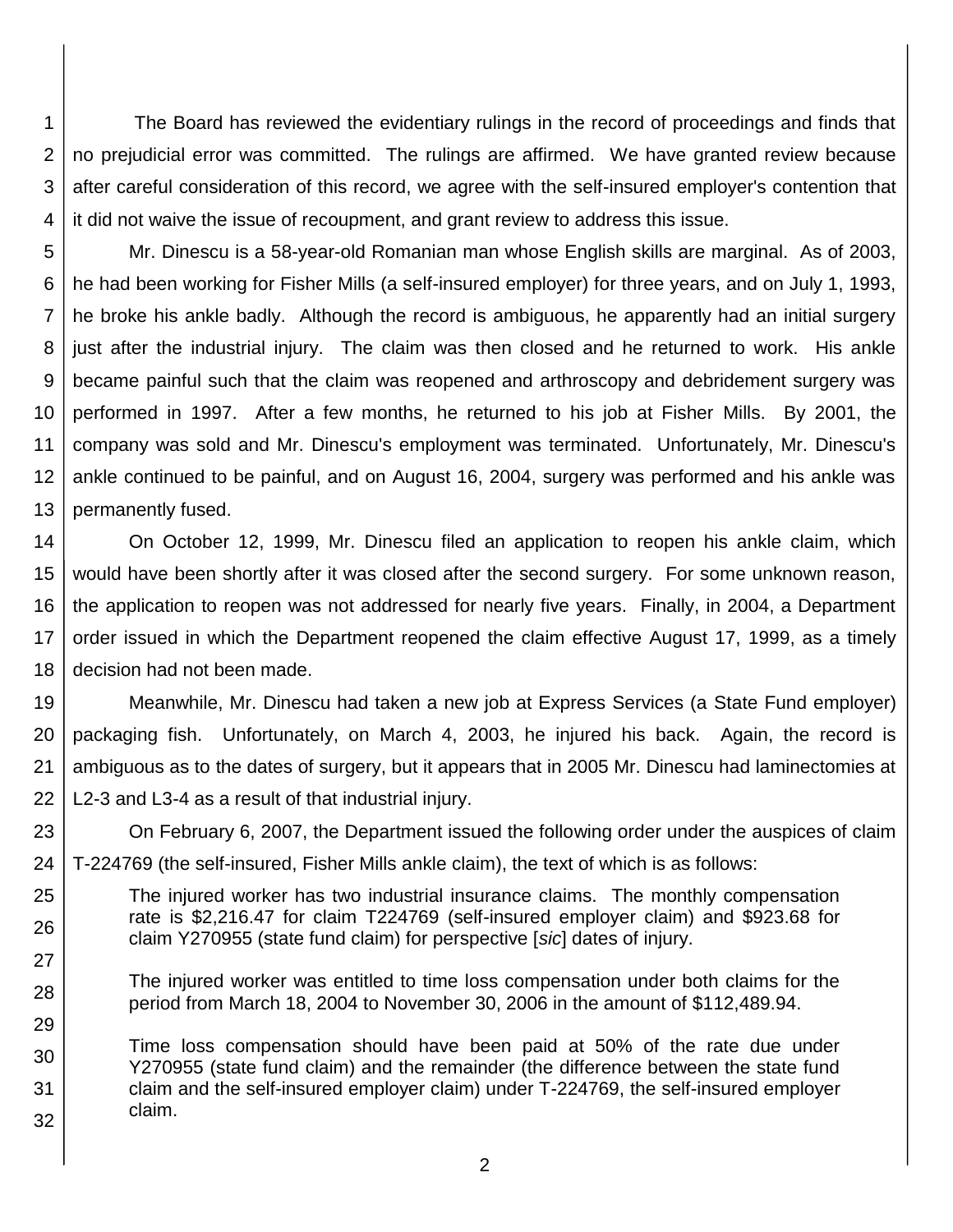The Board has reviewed the evidentiary rulings in the record of proceedings and finds that no prejudicial error was committed. The rulings are affirmed. We have granted review because after careful consideration of this record, we agree with the self-insured employer's contention that it did not waive the issue of recoupment, and grant review to address this issue.

Mr. Dinescu is a 58-year-old Romanian man whose English skills are marginal. As of 2003, he had been working for Fisher Mills (a self-insured employer) for three years, and on July 1, 1993, he broke his ankle badly. Although the record is ambiguous, he apparently had an initial surgery just after the industrial injury. The claim was then closed and he returned to work. His ankle became painful such that the claim was reopened and arthroscopy and debridement surgery was performed in 1997. After a few months, he returned to his job at Fisher Mills. By 2001, the company was sold and Mr. Dinescu's employment was terminated. Unfortunately, Mr. Dinescu's ankle continued to be painful, and on August 16, 2004, surgery was performed and his ankle was permanently fused.

On October 12, 1999, Mr. Dinescu filed an application to reopen his ankle claim, which would have been shortly after it was closed after the second surgery. For some unknown reason, the application to reopen was not addressed for nearly five years. Finally, in 2004, a Department order issued in which the Department reopened the claim effective August 17, 1999, as a timely decision had not been made.

Meanwhile, Mr. Dinescu had taken a new job at Express Services (a State Fund employer) packaging fish. Unfortunately, on March 4, 2003, he injured his back. Again, the record is ambiguous as to the dates of surgery, but it appears that in 2005 Mr. Dinescu had laminectomies at L2-3 and L3-4 as a result of that industrial injury.

On February 6, 2007, the Department issued the following order under the auspices of claim T-224769 (the self-insured, Fisher Mills ankle claim), the text of which is as follows:

> The injured worker has two industrial insurance claims. The monthly compensation rate is $2,216.47 for claim T224769 (self-insured employer claim) and $923.68 for claim Y270955 (state fund claim) for perspective [*sic*] dates of injury.
>
> The injured worker was entitled to time loss compensation under both claims for the period from March 18, 2004 to November 30, 2006 in the amount of $112,489.94.
>
> Time loss compensation should have been paid at 50% of the rate due under Y270955 (state fund claim) and the remainder (the difference between the state fund claim and the self-insured employer claim) under T-224769, the self-insured employer claim.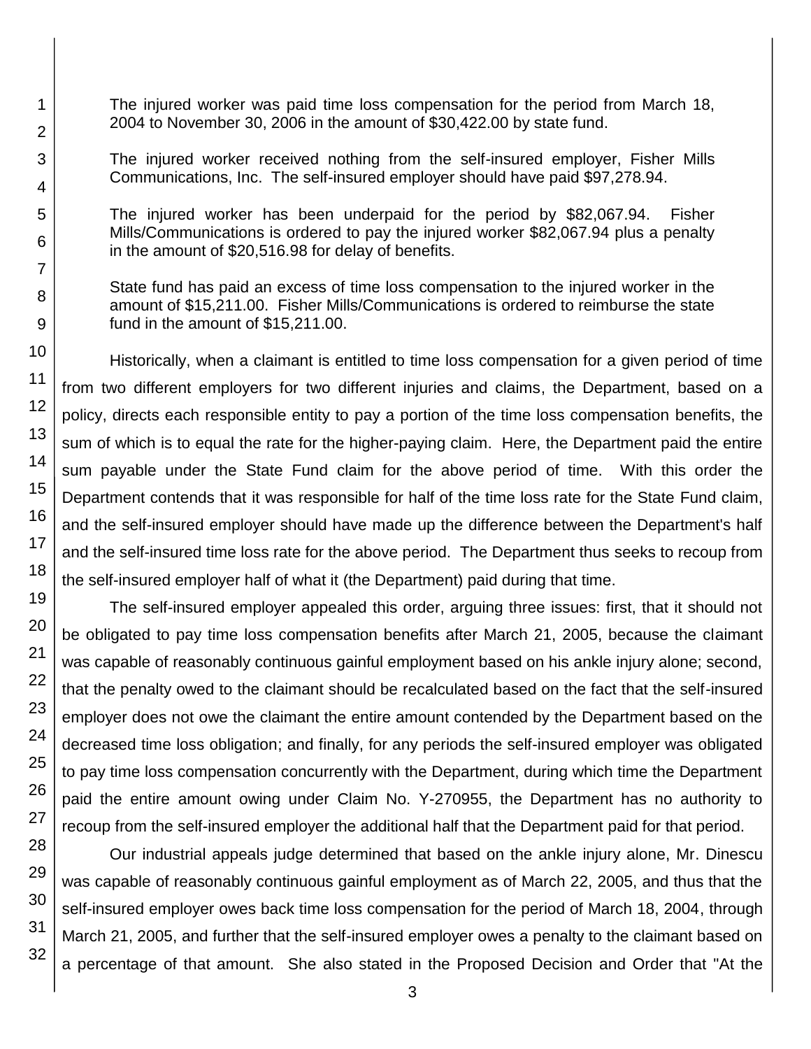The injured worker was paid time loss compensation for the period from March 18, 2004 to November 30, 2006 in the amount of $30,422.00 by state fund.

The injured worker received nothing from the self-insured employer, Fisher Mills Communications, Inc. The self-insured employer should have paid $97,278.94.

The injured worker has been underpaid for the period by $82,067.94. Fisher Mills/Communications is ordered to pay the injured worker $82,067.94 plus a penalty in the amount of $20,516.98 for delay of benefits.

State fund has paid an excess of time loss compensation to the injured worker in the amount of $15,211.00. Fisher Mills/Communications is ordered to reimburse the state fund in the amount of $15,211.00.

Historically, when a claimant is entitled to time loss compensation for a given period of time from two different employers for two different injuries and claims, the Department, based on a policy, directs each responsible entity to pay a portion of the time loss compensation benefits, the sum of which is to equal the rate for the higher-paying claim. Here, the Department paid the entire sum payable under the State Fund claim for the above period of time. With this order the Department contends that it was responsible for half of the time loss rate for the State Fund claim, and the self-insured employer should have made up the difference between the Department's half and the self-insured time loss rate for the above period. The Department thus seeks to recoup from the self-insured employer half of what it (the Department) paid during that time.

The self-insured employer appealed this order, arguing three issues: first, that it should not be obligated to pay time loss compensation benefits after March 21, 2005, because the claimant was capable of reasonably continuous gainful employment based on his ankle injury alone; second, that the penalty owed to the claimant should be recalculated based on the fact that the self-insured employer does not owe the claimant the entire amount contended by the Department based on the decreased time loss obligation; and finally, for any periods the self-insured employer was obligated to pay time loss compensation concurrently with the Department, during which time the Department paid the entire amount owing under Claim No. Y-270955, the Department has no authority to recoup from the self-insured employer the additional half that the Department paid for that period.

Our industrial appeals judge determined that based on the ankle injury alone, Mr. Dinescu was capable of reasonably continuous gainful employment as of March 22, 2005, and thus that the self-insured employer owes back time loss compensation for the period of March 18, 2004, through March 21, 2005, and further that the self-insured employer owes a penalty to the claimant based on a percentage of that amount. She also stated in the Proposed Decision and Order that "At the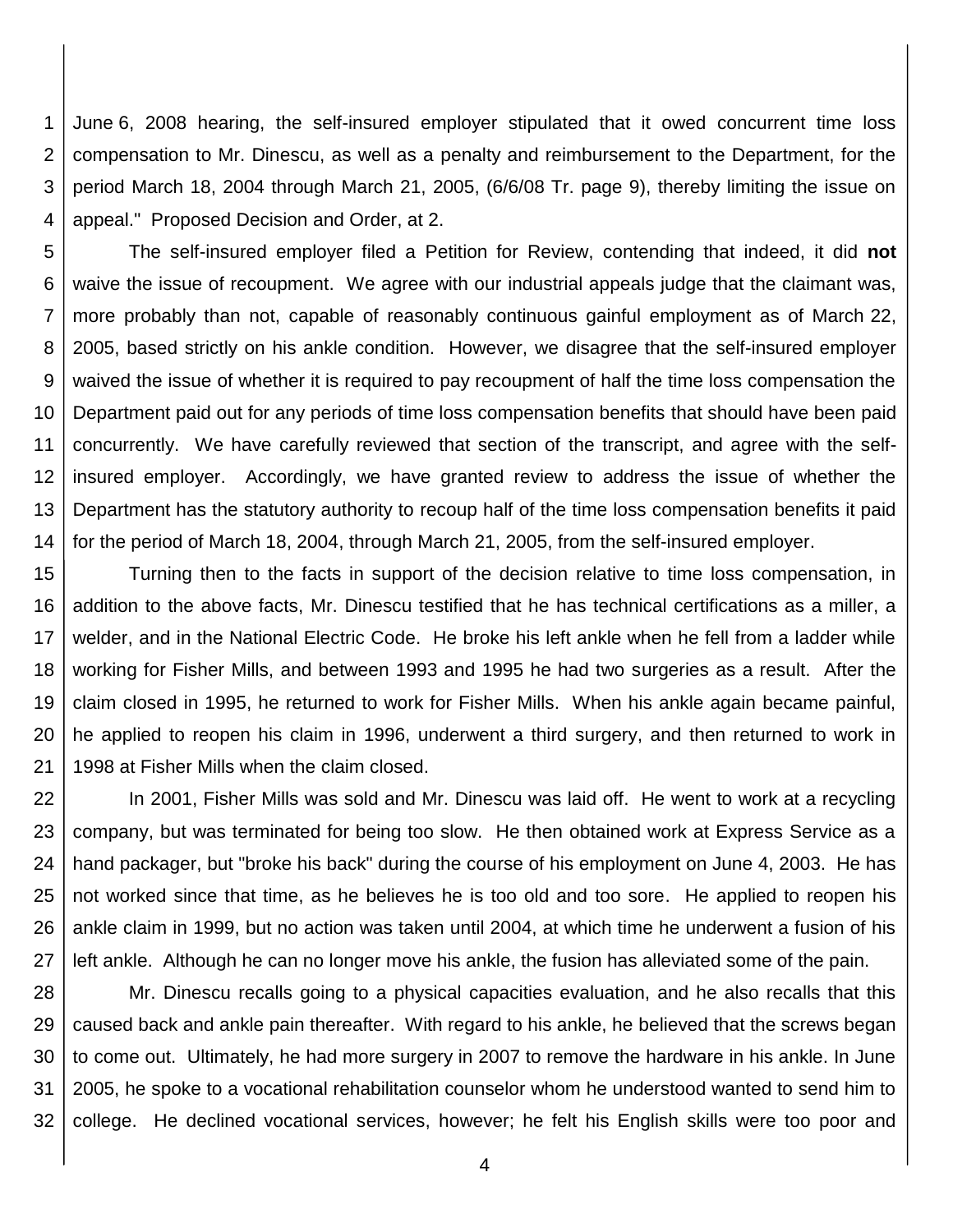June 6, 2008 hearing, the self-insured employer stipulated that it owed concurrent time loss compensation to Mr. Dinescu, as well as a penalty and reimbursement to the Department, for the period March 18, 2004 through March 21, 2005, (6/6/08 Tr. page 9), thereby limiting the issue on appeal." Proposed Decision and Order, at 2.

The self-insured employer filed a Petition for Review, contending that indeed, it did **not** waive the issue of recoupment. We agree with our industrial appeals judge that the claimant was, more probably than not, capable of reasonably continuous gainful employment as of March 22, 2005, based strictly on his ankle condition. However, we disagree that the self-insured employer waived the issue of whether it is required to pay recoupment of half the time loss compensation the Department paid out for any periods of time loss compensation benefits that should have been paid concurrently. We have carefully reviewed that section of the transcript, and agree with the self-insured employer. Accordingly, we have granted review to address the issue of whether the Department has the statutory authority to recoup half of the time loss compensation benefits it paid for the period of March 18, 2004, through March 21, 2005, from the self-insured employer.

Turning then to the facts in support of the decision relative to time loss compensation, in addition to the above facts, Mr. Dinescu testified that he has technical certifications as a miller, a welder, and in the National Electric Code. He broke his left ankle when he fell from a ladder while working for Fisher Mills, and between 1993 and 1995 he had two surgeries as a result. After the claim closed in 1995, he returned to work for Fisher Mills. When his ankle again became painful, he applied to reopen his claim in 1996, underwent a third surgery, and then returned to work in 1998 at Fisher Mills when the claim closed.

In 2001, Fisher Mills was sold and Mr. Dinescu was laid off. He went to work at a recycling company, but was terminated for being too slow. He then obtained work at Express Service as a hand packager, but "broke his back" during the course of his employment on June 4, 2003. He has not worked since that time, as he believes he is too old and too sore. He applied to reopen his ankle claim in 1999, but no action was taken until 2004, at which time he underwent a fusion of his left ankle. Although he can no longer move his ankle, the fusion has alleviated some of the pain.

Mr. Dinescu recalls going to a physical capacities evaluation, and he also recalls that this caused back and ankle pain thereafter. With regard to his ankle, he believed that the screws began to come out. Ultimately, he had more surgery in 2007 to remove the hardware in his ankle. In June 2005, he spoke to a vocational rehabilitation counselor whom he understood wanted to send him to college. He declined vocational services, however; he felt his English skills were too poor and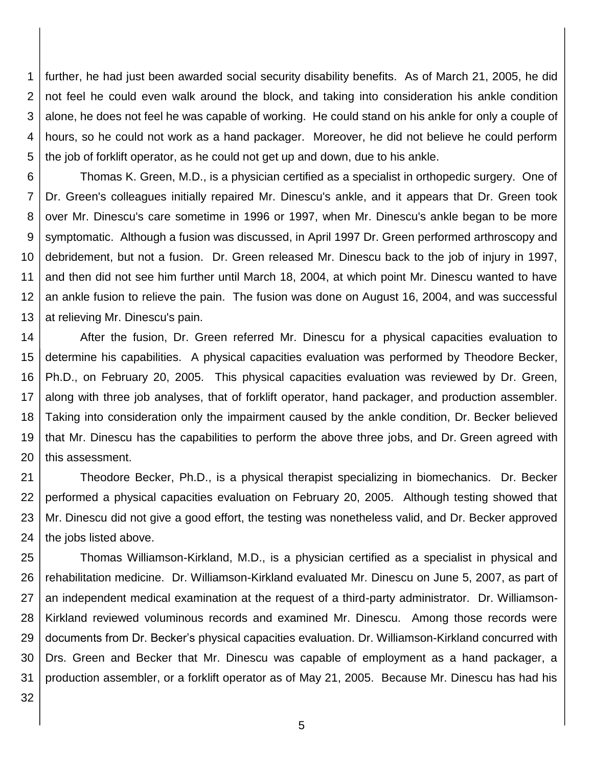further, he had just been awarded social security disability benefits. As of March 21, 2005, he did not feel he could even walk around the block, and taking into consideration his ankle condition alone, he does not feel he was capable of working. He could stand on his ankle for only a couple of hours, so he could not work as a hand packager. Moreover, he did not believe he could perform the job of forklift operator, as he could not get up and down, due to his ankle.

Thomas K. Green, M.D., is a physician certified as a specialist in orthopedic surgery. One of Dr. Green's colleagues initially repaired Mr. Dinescu's ankle, and it appears that Dr. Green took over Mr. Dinescu's care sometime in 1996 or 1997, when Mr. Dinescu's ankle began to be more symptomatic. Although a fusion was discussed, in April 1997 Dr. Green performed arthroscopy and debridement, but not a fusion. Dr. Green released Mr. Dinescu back to the job of injury in 1997, and then did not see him further until March 18, 2004, at which point Mr. Dinescu wanted to have an ankle fusion to relieve the pain. The fusion was done on August 16, 2004, and was successful at relieving Mr. Dinescu's pain.

After the fusion, Dr. Green referred Mr. Dinescu for a physical capacities evaluation to determine his capabilities. A physical capacities evaluation was performed by Theodore Becker, Ph.D., on February 20, 2005. This physical capacities evaluation was reviewed by Dr. Green, along with three job analyses, that of forklift operator, hand packager, and production assembler. Taking into consideration only the impairment caused by the ankle condition, Dr. Becker believed that Mr. Dinescu has the capabilities to perform the above three jobs, and Dr. Green agreed with this assessment.

Theodore Becker, Ph.D., is a physical therapist specializing in biomechanics. Dr. Becker performed a physical capacities evaluation on February 20, 2005. Although testing showed that Mr. Dinescu did not give a good effort, the testing was nonetheless valid, and Dr. Becker approved the jobs listed above.

Thomas Williamson-Kirkland, M.D., is a physician certified as a specialist in physical and rehabilitation medicine. Dr. Williamson-Kirkland evaluated Mr. Dinescu on June 5, 2007, as part of an independent medical examination at the request of a third-party administrator. Dr. Williamson-Kirkland reviewed voluminous records and examined Mr. Dinescu. Among those records were documents from Dr. Becker's physical capacities evaluation. Dr. Williamson-Kirkland concurred with Drs. Green and Becker that Mr. Dinescu was capable of employment as a hand packager, a production assembler, or a forklift operator as of May 21, 2005. Because Mr. Dinescu has had his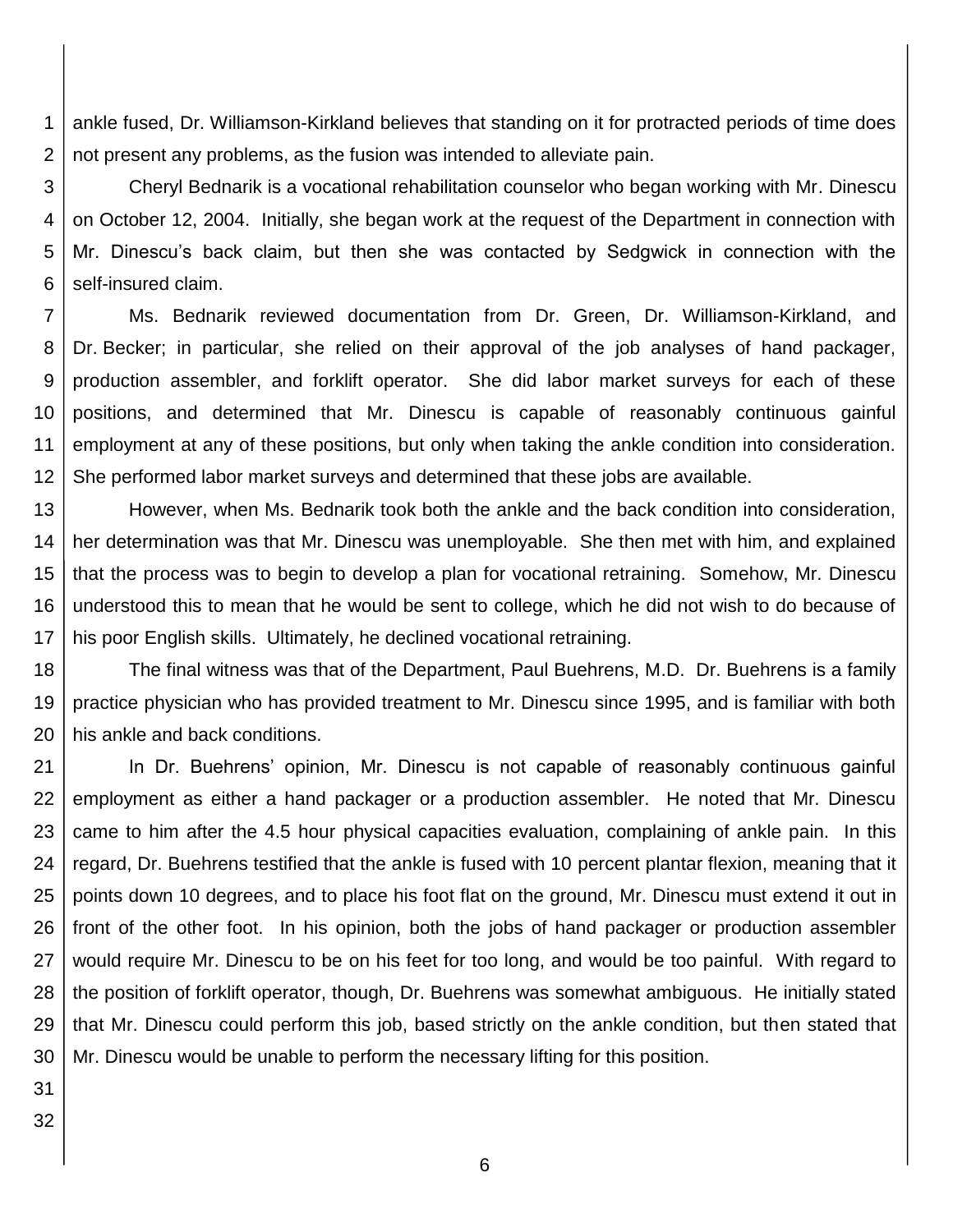ankle fused, Dr. Williamson-Kirkland believes that standing on it for protracted periods of time does not present any problems, as the fusion was intended to alleviate pain.

Cheryl Bednarik is a vocational rehabilitation counselor who began working with Mr. Dinescu on October 12, 2004. Initially, she began work at the request of the Department in connection with Mr. Dinescu's back claim, but then she was contacted by Sedgwick in connection with the self-insured claim.

Ms. Bednarik reviewed documentation from Dr. Green, Dr. Williamson-Kirkland, and Dr. Becker; in particular, she relied on their approval of the job analyses of hand packager, production assembler, and forklift operator. She did labor market surveys for each of these positions, and determined that Mr. Dinescu is capable of reasonably continuous gainful employment at any of these positions, but only when taking the ankle condition into consideration. She performed labor market surveys and determined that these jobs are available.

However, when Ms. Bednarik took both the ankle and the back condition into consideration, her determination was that Mr. Dinescu was unemployable. She then met with him, and explained that the process was to begin to develop a plan for vocational retraining. Somehow, Mr. Dinescu understood this to mean that he would be sent to college, which he did not wish to do because of his poor English skills. Ultimately, he declined vocational retraining.

The final witness was that of the Department, Paul Buehrens, M.D. Dr. Buehrens is a family practice physician who has provided treatment to Mr. Dinescu since 1995, and is familiar with both his ankle and back conditions.

In Dr. Buehrens' opinion, Mr. Dinescu is not capable of reasonably continuous gainful employment as either a hand packager or a production assembler. He noted that Mr. Dinescu came to him after the 4.5 hour physical capacities evaluation, complaining of ankle pain. In this regard, Dr. Buehrens testified that the ankle is fused with 10 percent plantar flexion, meaning that it points down 10 degrees, and to place his foot flat on the ground, Mr. Dinescu must extend it out in front of the other foot. In his opinion, both the jobs of hand packager or production assembler would require Mr. Dinescu to be on his feet for too long, and would be too painful. With regard to the position of forklift operator, though, Dr. Buehrens was somewhat ambiguous. He initially stated that Mr. Dinescu could perform this job, based strictly on the ankle condition, but then stated that Mr. Dinescu would be unable to perform the necessary lifting for this position.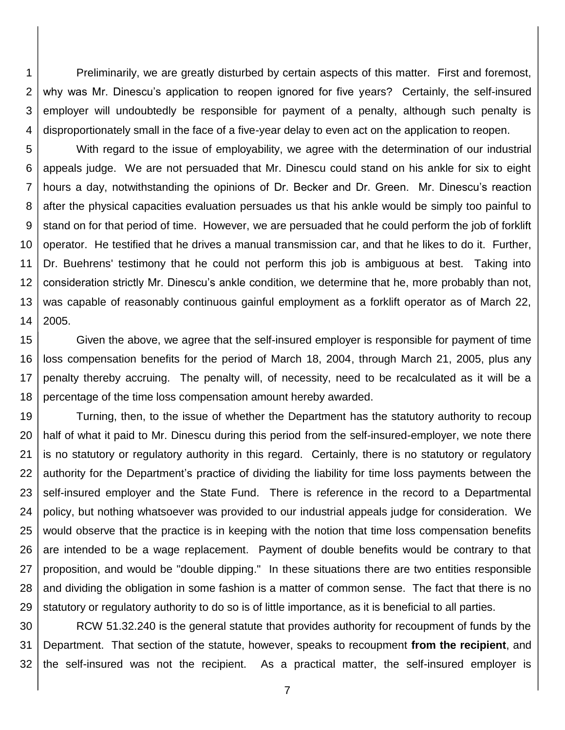Preliminarily, we are greatly disturbed by certain aspects of this matter. First and foremost, why was Mr. Dinescu's application to reopen ignored for five years? Certainly, the self-insured employer will undoubtedly be responsible for payment of a penalty, although such penalty is disproportionately small in the face of a five-year delay to even act on the application to reopen.

With regard to the issue of employability, we agree with the determination of our industrial appeals judge. We are not persuaded that Mr. Dinescu could stand on his ankle for six to eight hours a day, notwithstanding the opinions of Dr. Becker and Dr. Green. Mr. Dinescu's reaction after the physical capacities evaluation persuades us that his ankle would be simply too painful to stand on for that period of time. However, we are persuaded that he could perform the job of forklift operator. He testified that he drives a manual transmission car, and that he likes to do it. Further, Dr. Buehrens' testimony that he could not perform this job is ambiguous at best. Taking into consideration strictly Mr. Dinescu's ankle condition, we determine that he, more probably than not, was capable of reasonably continuous gainful employment as a forklift operator as of March 22, 2005.

Given the above, we agree that the self-insured employer is responsible for payment of time loss compensation benefits for the period of March 18, 2004, through March 21, 2005, plus any penalty thereby accruing. The penalty will, of necessity, need to be recalculated as it will be a percentage of the time loss compensation amount hereby awarded.

Turning, then, to the issue of whether the Department has the statutory authority to recoup half of what it paid to Mr. Dinescu during this period from the self-insured-employer, we note there is no statutory or regulatory authority in this regard. Certainly, there is no statutory or regulatory authority for the Department's practice of dividing the liability for time loss payments between the self-insured employer and the State Fund. There is reference in the record to a Departmental policy, but nothing whatsoever was provided to our industrial appeals judge for consideration. We would observe that the practice is in keeping with the notion that time loss compensation benefits are intended to be a wage replacement. Payment of double benefits would be contrary to that proposition, and would be "double dipping." In these situations there are two entities responsible and dividing the obligation in some fashion is a matter of common sense. The fact that there is no statutory or regulatory authority to do so is of little importance, as it is beneficial to all parties.

RCW 51.32.240 is the general statute that provides authority for recoupment of funds by the Department. That section of the statute, however, speaks to recoupment **from the recipient**, and the self-insured was not the recipient. As a practical matter, the self-insured employer is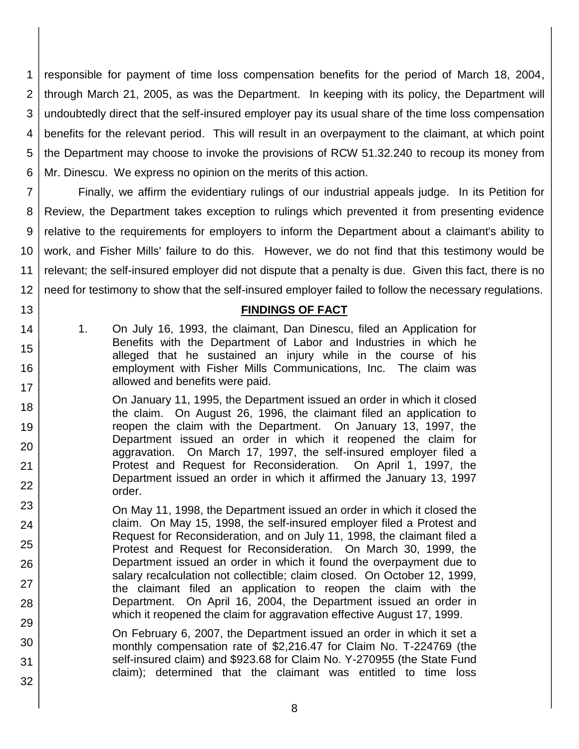responsible for payment of time loss compensation benefits for the period of March 18, 2004, through March 21, 2005, as was the Department. In keeping with its policy, the Department will undoubtedly direct that the self-insured employer pay its usual share of the time loss compensation benefits for the relevant period. This will result in an overpayment to the claimant, at which point the Department may choose to invoke the provisions of RCW 51.32.240 to recoup its money from Mr. Dinescu. We express no opinion on the merits of this action.

Finally, we affirm the evidentiary rulings of our industrial appeals judge. In its Petition for Review, the Department takes exception to rulings which prevented it from presenting evidence relative to the requirements for employers to inform the Department about a claimant's ability to work, and Fisher Mills' failure to do this. However, we do not find that this testimony would be relevant; the self-insured employer did not dispute that a penalty is due. Given this fact, there is no need for testimony to show that the self-insured employer failed to follow the necessary regulations.

## FINDINGS OF FACT

1. On July 16, 1993, the claimant, Dan Dinescu, filed an Application for Benefits with the Department of Labor and Industries in which he alleged that he sustained an injury while in the course of his employment with Fisher Mills Communications, Inc. The claim was allowed and benefits were paid.

   On January 11, 1995, the Department issued an order in which it closed the claim. On August 26, 1996, the claimant filed an application to reopen the claim with the Department. On January 13, 1997, the Department issued an order in which it reopened the claim for aggravation. On March 17, 1997, the self-insured employer filed a Protest and Request for Reconsideration. On April 1, 1997, the Department issued an order in which it affirmed the January 13, 1997 order.

   On May 11, 1998, the Department issued an order in which it closed the claim. On May 15, 1998, the self-insured employer filed a Protest and Request for Reconsideration, and on July 11, 1998, the claimant filed a Protest and Request for Reconsideration. On March 30, 1999, the Department issued an order in which it found the overpayment due to salary recalculation not collectible; claim closed. On October 12, 1999, the claimant filed an application to reopen the claim with the Department. On April 16, 2004, the Department issued an order in which it reopened the claim for aggravation effective August 17, 1999.

   On February 6, 2007, the Department issued an order in which it set a monthly compensation rate of $2,216.47 for Claim No. T-224769 (the self-insured claim) and $923.68 for Claim No. Y-270955 (the State Fund claim); determined that the claimant was entitled to time loss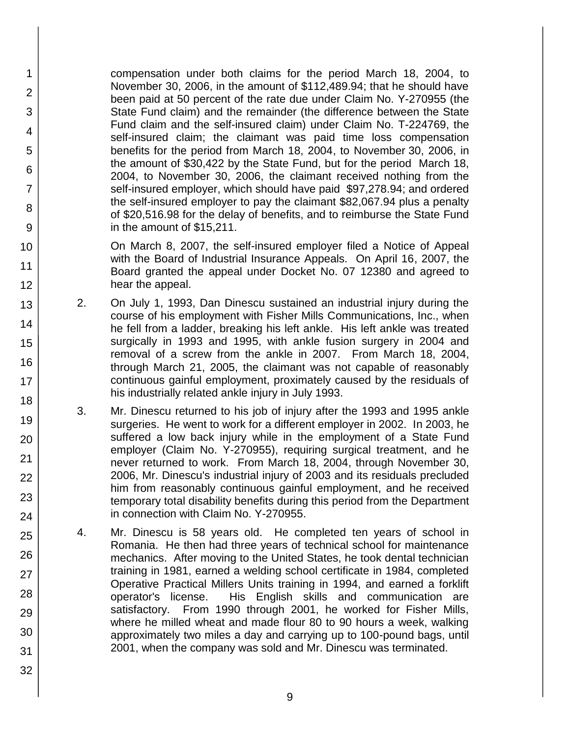compensation under both claims for the period March 18, 2004, to November 30, 2006, in the amount of $112,489.94; that he should have been paid at 50 percent of the rate due under Claim No. Y-270955 (the State Fund claim) and the remainder (the difference between the State Fund claim and the self-insured claim) under Claim No. T-224769, the self-insured claim; the claimant was paid time loss compensation benefits for the period from March 18, 2004, to November 30, 2006, in the amount of $30,422 by the State Fund, but for the period March 18, 2004, to November 30, 2006, the claimant received nothing from the self-insured employer, which should have paid $97,278.94; and ordered the self-insured employer to pay the claimant $82,067.94 plus a penalty of $20,516.98 for the delay of benefits, and to reimburse the State Fund in the amount of $15,211.

On March 8, 2007, the self-insured employer filed a Notice of Appeal with the Board of Industrial Insurance Appeals. On April 16, 2007, the Board granted the appeal under Docket No. 07 12380 and agreed to hear the appeal.

2. On July 1, 1993, Dan Dinescu sustained an industrial injury during the course of his employment with Fisher Mills Communications, Inc., when he fell from a ladder, breaking his left ankle. His left ankle was treated surgically in 1993 and 1995, with ankle fusion surgery in 2004 and removal of a screw from the ankle in 2007. From March 18, 2004, through March 21, 2005, the claimant was not capable of reasonably continuous gainful employment, proximately caused by the residuals of his industrially related ankle injury in July 1993.

3. Mr. Dinescu returned to his job of injury after the 1993 and 1995 ankle surgeries. He went to work for a different employer in 2002. In 2003, he suffered a low back injury while in the employment of a State Fund employer (Claim No. Y-270955), requiring surgical treatment, and he never returned to work. From March 18, 2004, through November 30, 2006, Mr. Dinescu's industrial injury of 2003 and its residuals precluded him from reasonably continuous gainful employment, and he received temporary total disability benefits during this period from the Department in connection with Claim No. Y-270955.

4. Mr. Dinescu is 58 years old. He completed ten years of school in Romania. He then had three years of technical school for maintenance mechanics. After moving to the United States, he took dental technician training in 1981, earned a welding school certificate in 1984, completed Operative Practical Millers Units training in 1994, and earned a forklift operator's license. His English skills and communication are satisfactory. From 1990 through 2001, he worked for Fisher Mills, where he milled wheat and made flour 80 to 90 hours a week, walking approximately two miles a day and carrying up to 100-pound bags, until 2001, when the company was sold and Mr. Dinescu was terminated.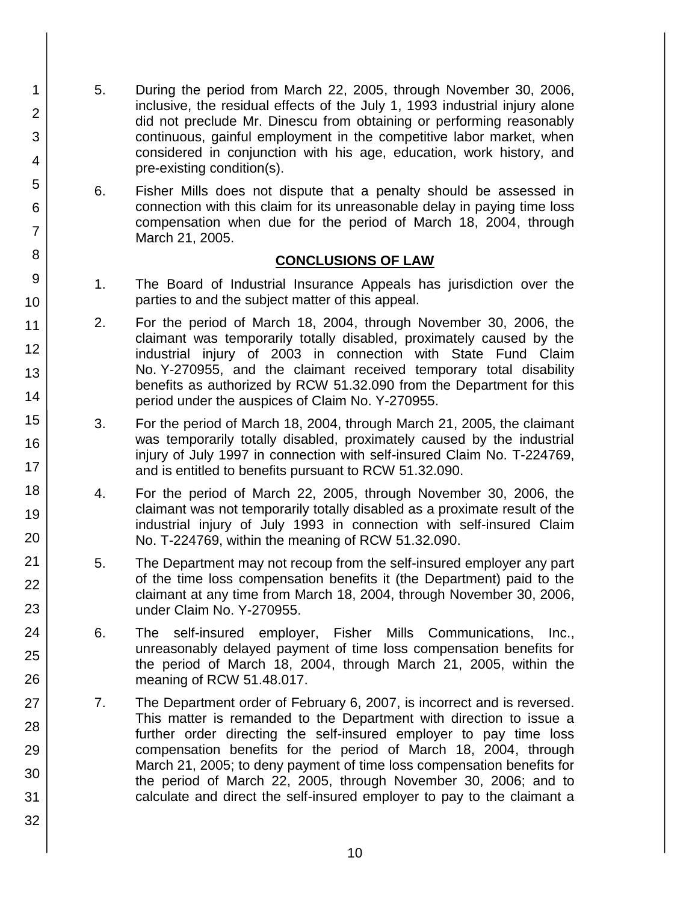5. During the period from March 22, 2005, through November 30, 2006, inclusive, the residual effects of the July 1, 1993 industrial injury alone did not preclude Mr. Dinescu from obtaining or performing reasonably continuous, gainful employment in the competitive labor market, when considered in conjunction with his age, education, work history, and pre-existing condition(s).

6. Fisher Mills does not dispute that a penalty should be assessed in connection with this claim for its unreasonable delay in paying time loss compensation when due for the period of March 18, 2004, through March 21, 2005.

## CONCLUSIONS OF LAW

1. The Board of Industrial Insurance Appeals has jurisdiction over the parties to and the subject matter of this appeal.

2. For the period of March 18, 2004, through November 30, 2006, the claimant was temporarily totally disabled, proximately caused by the industrial injury of 2003 in connection with State Fund Claim No. Y-270955, and the claimant received temporary total disability benefits as authorized by RCW 51.32.090 from the Department for this period under the auspices of Claim No. Y-270955.

3. For the period of March 18, 2004, through March 21, 2005, the claimant was temporarily totally disabled, proximately caused by the industrial injury of July 1997 in connection with self-insured Claim No. T-224769, and is entitled to benefits pursuant to RCW 51.32.090.

4. For the period of March 22, 2005, through November 30, 2006, the claimant was not temporarily totally disabled as a proximate result of the industrial injury of July 1993 in connection with self-insured Claim No. T-224769, within the meaning of RCW 51.32.090.

5. The Department may not recoup from the self-insured employer any part of the time loss compensation benefits it (the Department) paid to the claimant at any time from March 18, 2004, through November 30, 2006, under Claim No. Y-270955.

6. The self-insured employer, Fisher Mills Communications, Inc., unreasonably delayed payment of time loss compensation benefits for the period of March 18, 2004, through March 21, 2005, within the meaning of RCW 51.48.017.

7. The Department order of February 6, 2007, is incorrect and is reversed. This matter is remanded to the Department with direction to issue a further order directing the self-insured employer to pay time loss compensation benefits for the period of March 18, 2004, through March 21, 2005; to deny payment of time loss compensation benefits for the period of March 22, 2005, through November 30, 2006; and to calculate and direct the self-insured employer to pay to the claimant a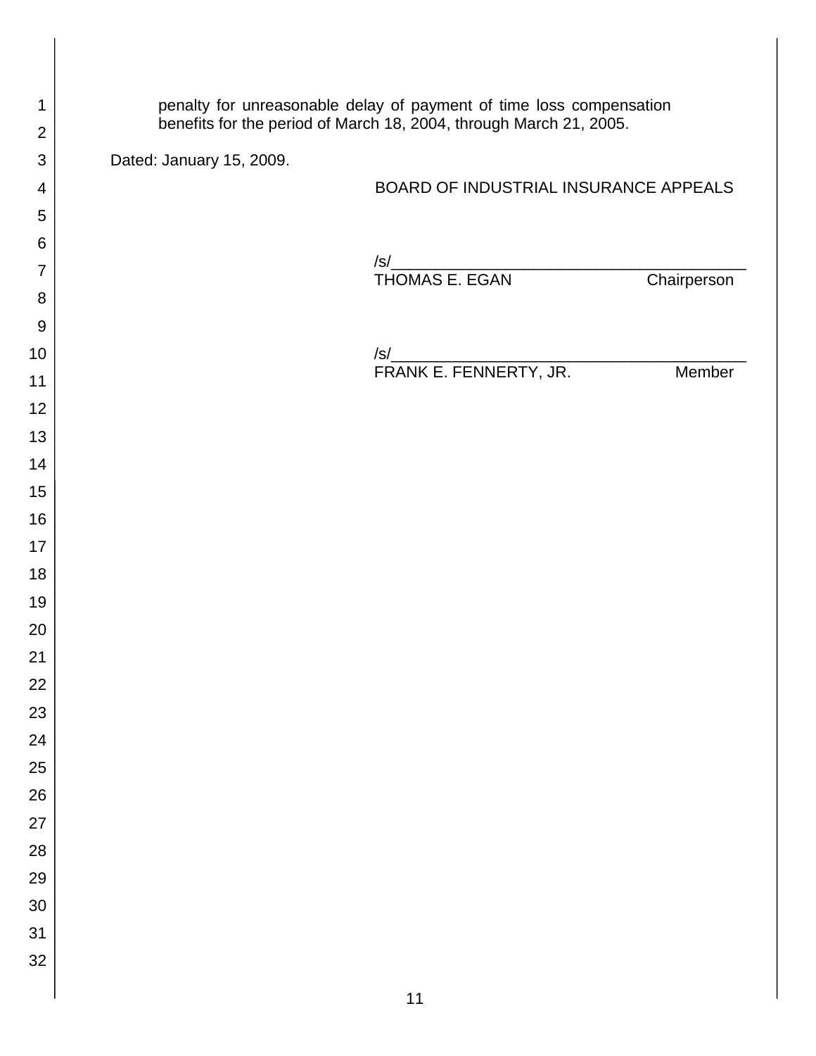penalty for unreasonable delay of payment of time loss compensation benefits for the period of March 18, 2004, through March 21, 2005.

Dated: January 15, 2009.

BOARD OF INDUSTRIAL INSURANCE APPEALS

/s/________________________________________
THOMAS E. EGAN Chairperson

/s/________________________________________
FRANK E. FENNERTY, JR. Member